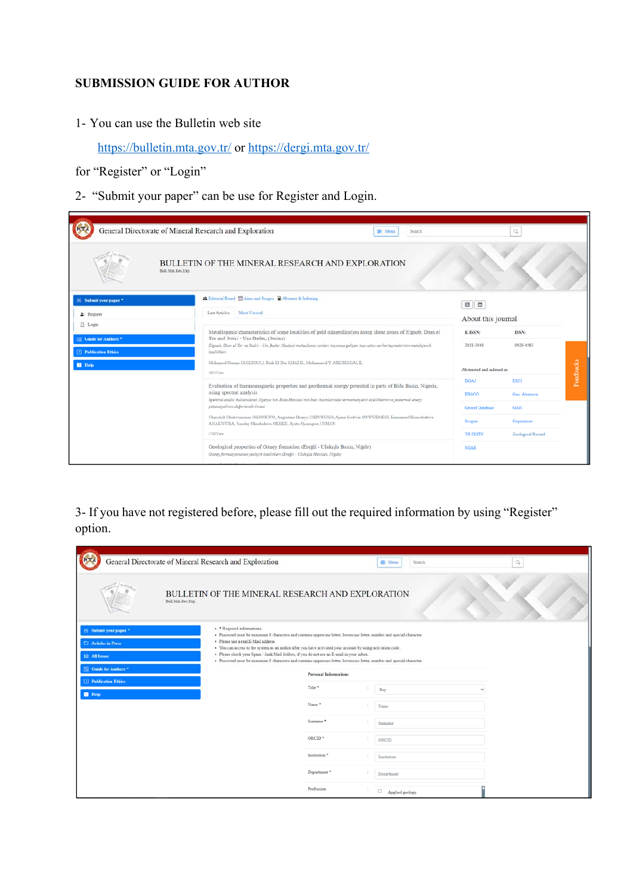# SUBMISSION GUIDE FOR AUTHOR

1- You can use the Bulletin web site

[https://bulletin.mta.gov.tr/](https://bulletin.mta.gov.tr/) or [https://dergi.mta.gov.tr/](https://dergi.mta.gov.tr/)

for "Register" or "Login"

2- "Submit your paper" can be use for Register and Login.

3- If you have not registered before, please fill out the required information by using "Register" option.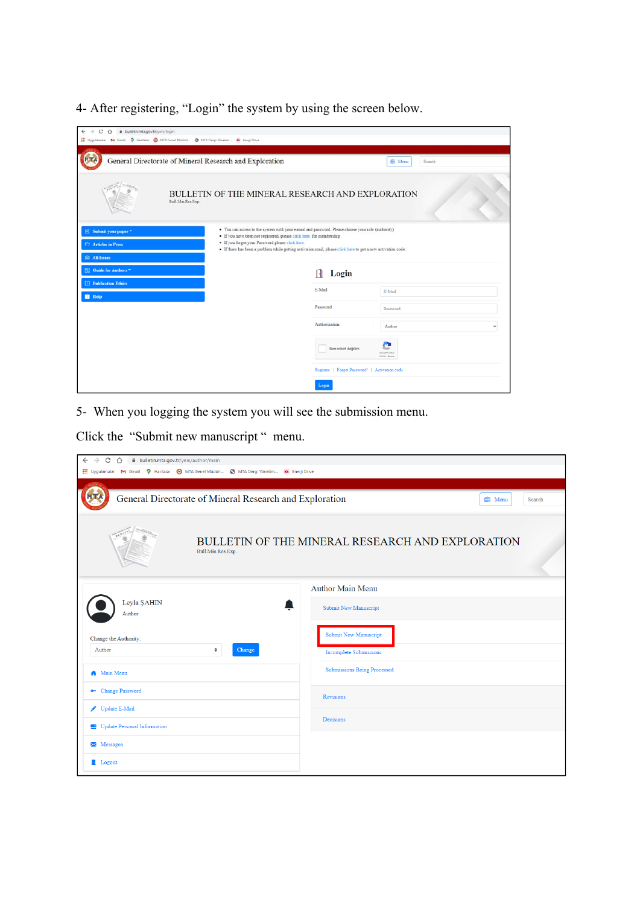4- After registering, "Login" the system by using the screen below.

5- When you logging the system you will see the submission menu.

Click the "Submit new manuscript " menu.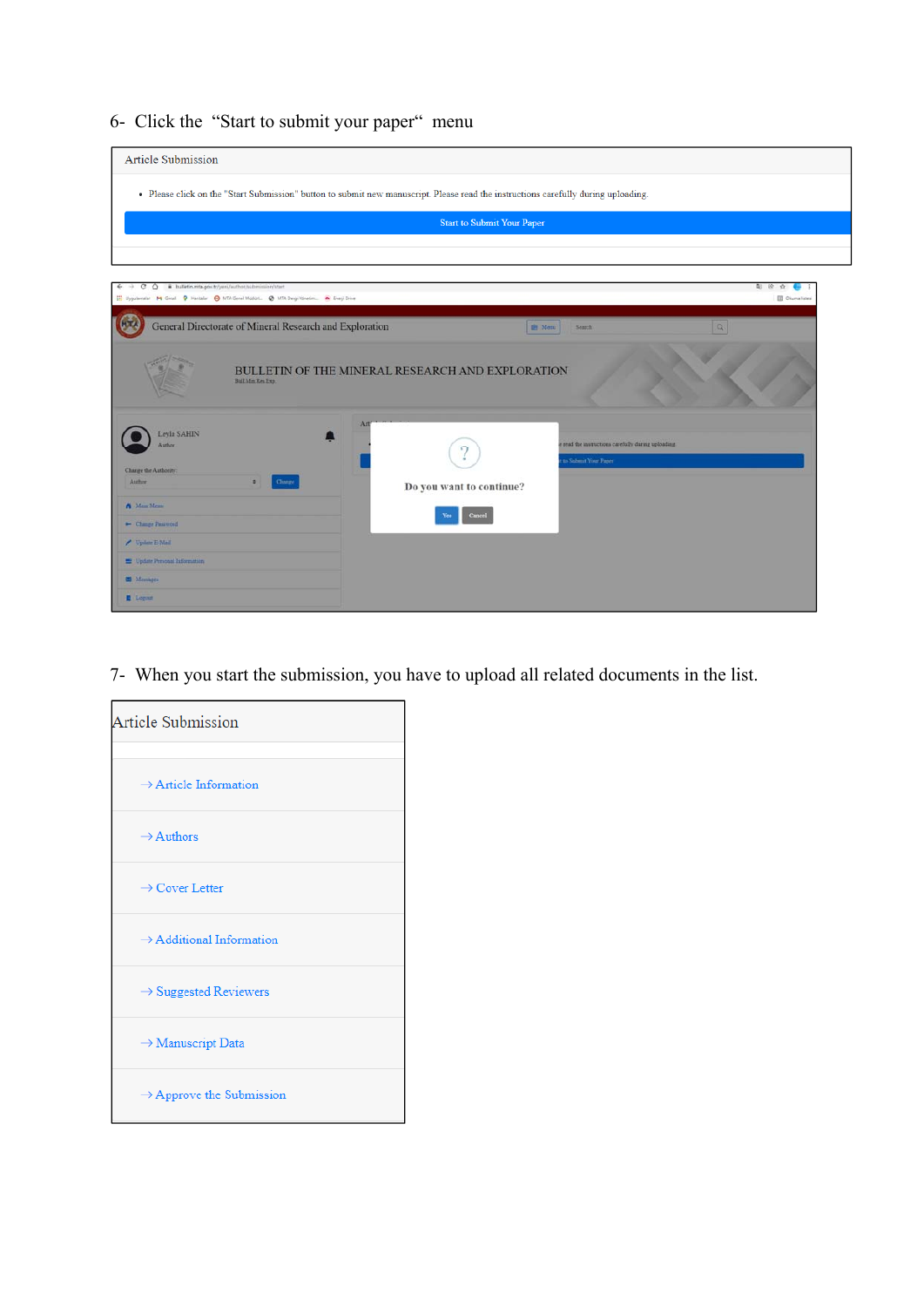6- Click the "Start to submit your paper" menu

Article Submission

- Please click on the "Start Submission" button to submit new manuscript. Please read the instructions carefully during uploading.

Start to Submit Your Paper

General Directorate of Mineral Research and Exploration

BULLETIN OF THE MINERAL RESEARCH AND EXPLORATION

Do you want to continue?

Yes Cancel

7- When you start the submission, you have to upload all related documents in the list.

Article Submission

- → Article Information
- → Authors
- → Cover Letter
- → Additional Information
- → Suggested Reviewers
- → Manuscript Data
- → Approve the Submission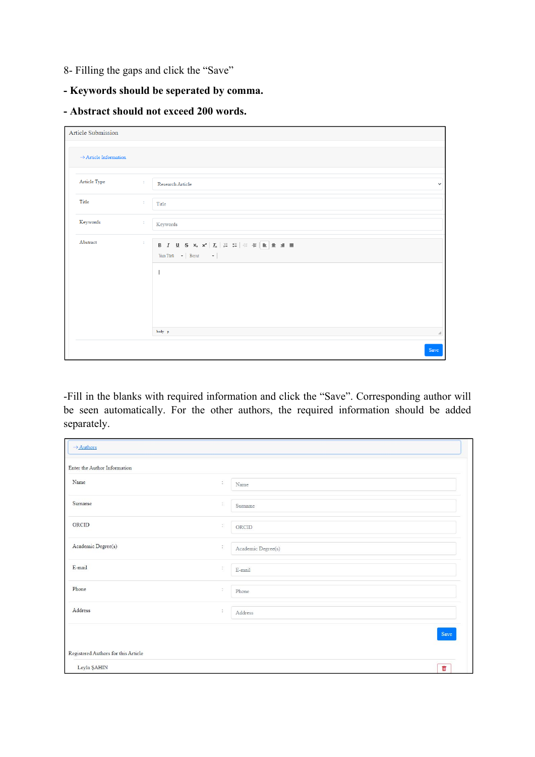8- Filling the gaps and click the "Save"

**- Keywords should be seperated by comma.**

**- Abstract should not exceed 200 words.**

Article Submission

→ Article Information

| | | |
|---|---|---|
| Article Type | : | Research Article |
| Title | : | Title |
| Keywords | : | Keywords |
| Abstract | : | |

Save

-Fill in the blanks with required information and click the "Save". Corresponding author will be seen automatically. For the other authors, the required information should be added separately.

→ Authors

Enter the Author Information

| | | |
|---|---|---|
| Name | : | Name |
| Surname | : | Surname |
| ORCID | : | ORCID |
| Academic Degree(s) | : | Academic Degree(s) |
| E-mail | : | E-mail |
| Phone | : | Phone |
| Address | : | Address |

Save

Registered Authors for this Article

Leyla ŞAHIN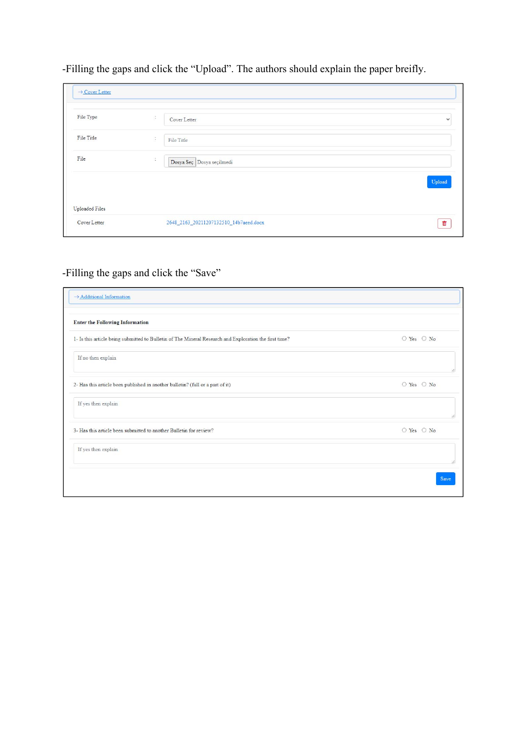-Filling the gaps and click the "Upload". The authors should explain the paper breifly.

→ Cover Letter

| | | |
|---|---|---|
| File Type | : | Cover Letter |
| File Title | : | File Title |
| File | : | Dosya Seç Dosya seçilmedi |

Upload

Uploaded Files

| | |
|---|---|
| Cover Letter | 2648_2163_20211207132510_14b7aeed.docx |

-Filling the gaps and click the "Save"

→ Additional Information

**Enter the Following Information**

1- Is this article being submitted to Bulletin of The Mineral Research and Exploration the first time? ○ Yes ○ No

If no then explain

2- Has this article been published in another bulletin? (full or a part of it) ○ Yes ○ No

If yes then explain

3- Has this article been submitted to another Bulletin for review? ○ Yes ○ No

If yes then explain

Save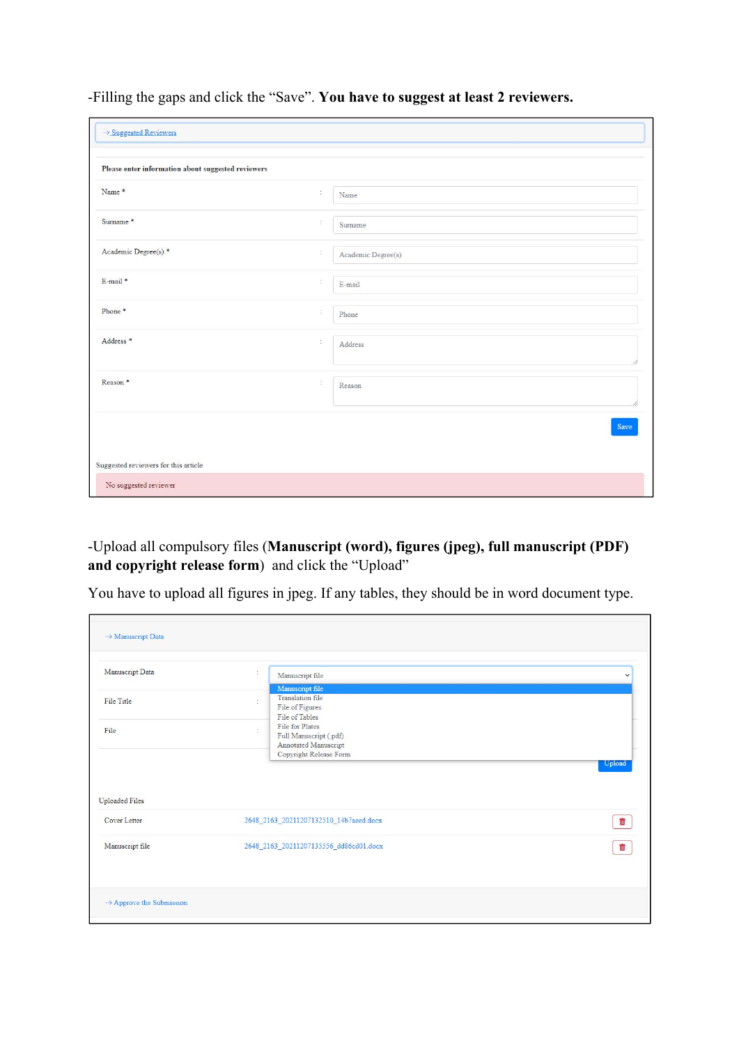-Filling the gaps and click the "Save". **You have to suggest at least 2 reviewers.**

→ Suggested Reviewers

**Please enter information about suggested reviewers**

| | | |
|---|---|---|
| Name * | : | Name |
| Surname * | : | Surname |
| Academic Degree(s) * | : | Academic Degree(s) |
| E-mail * | : | E-mail |
| Phone * | : | Phone |
| Address * | : | Address |
| Reason * | : | Reason |

Save

Suggested reviewers for this article

No suggested reviewer

-Upload all compulsory files (**Manuscript (word), figures (jpeg), full manuscript (PDF) and copyright release form**) and click the "Upload"

You have to upload all figures in jpeg. If any tables, they should be in word document type.

→ Manuscript Data

| | | |
|---|---|---|
| Manuscript Data | : | Manuscript file |
| File Title | : | |
| File | : | |

Manuscript file
Translation file
File of Figures
File of Tables
File for Plates
Full Manuscript (.pdf)
Annotated Manuscript
Copyright Release Form

Upload

Uploaded Files

| | |
|---|---|
| Cover Letter | 2648_2163_20211207132510_14b7aeed.docx |
| Manuscript file | 2648_2163_20211207135556_dd86cd01.docx |

→ Approve the Submission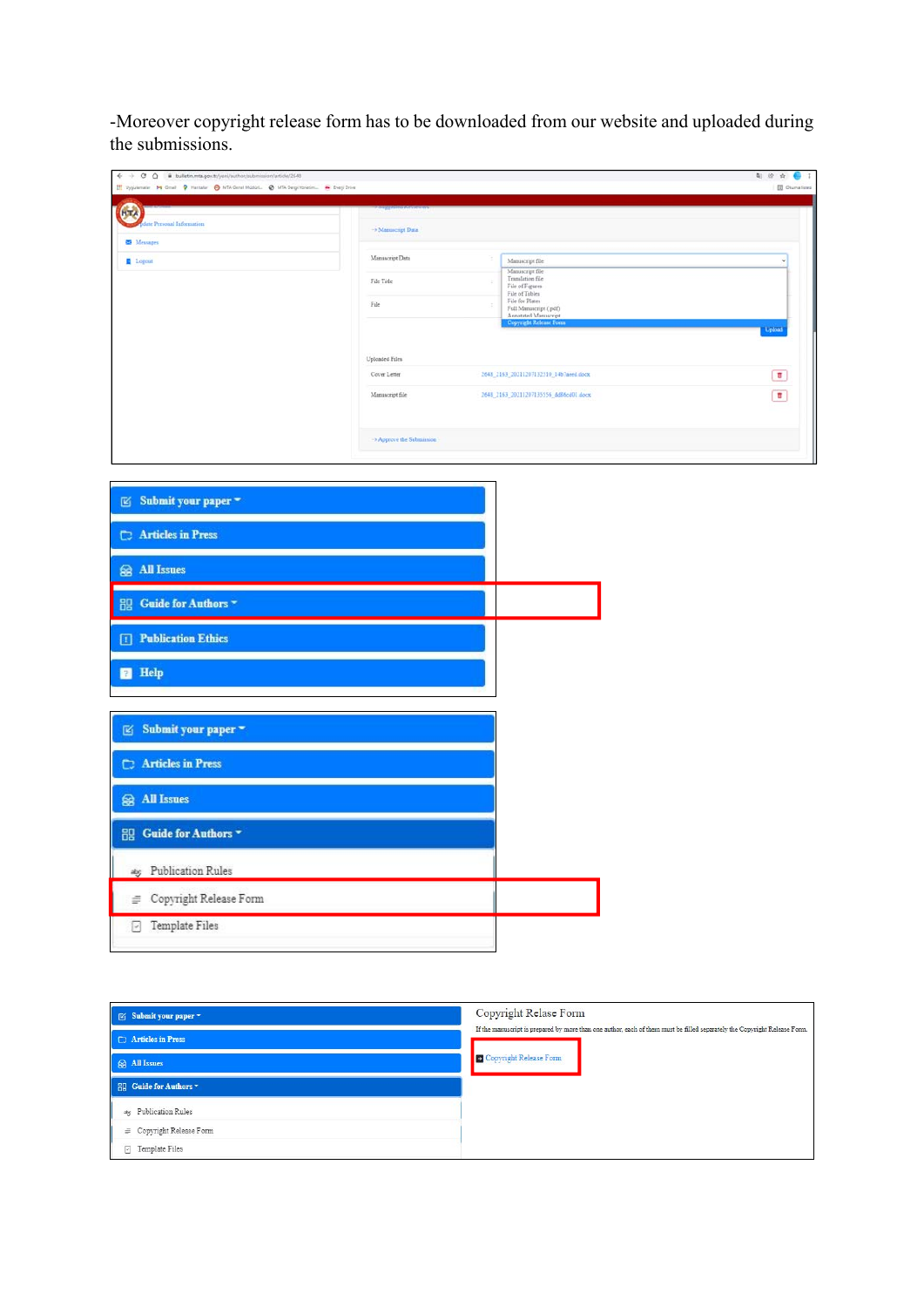-Moreover copyright release form has to be downloaded from our website and uploaded during the submissions.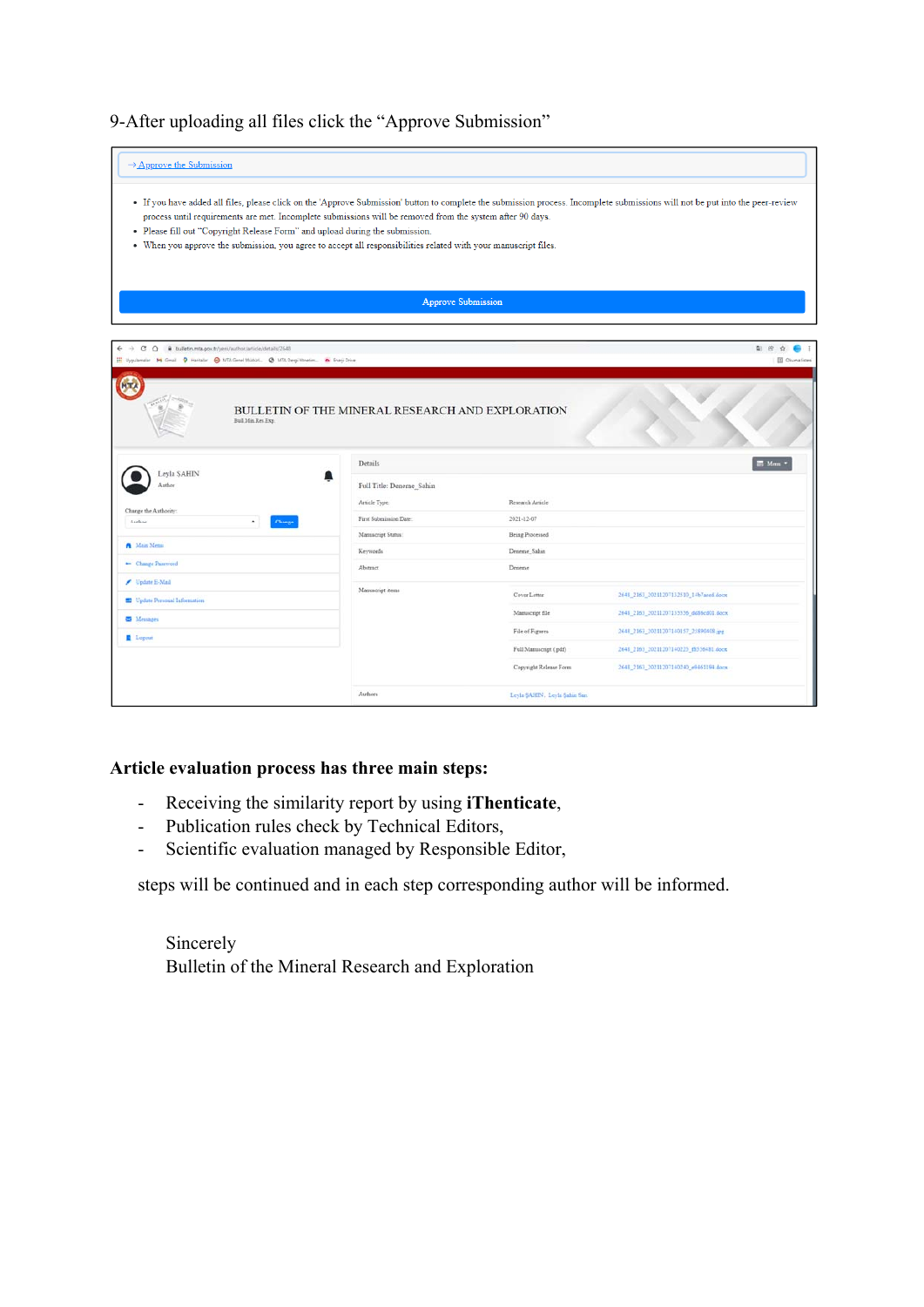9-After uploading all files click the “Approve Submission”

**Article evaluation process has three main steps:**

- Receiving the similarity report by using **iThenticate**,
- Publication rules check by Technical Editors,
- Scientific evaluation managed by Responsible Editor,

steps will be continued and in each step corresponding author will be informed.

Sincerely
Bulletin of the Mineral Research and Exploration